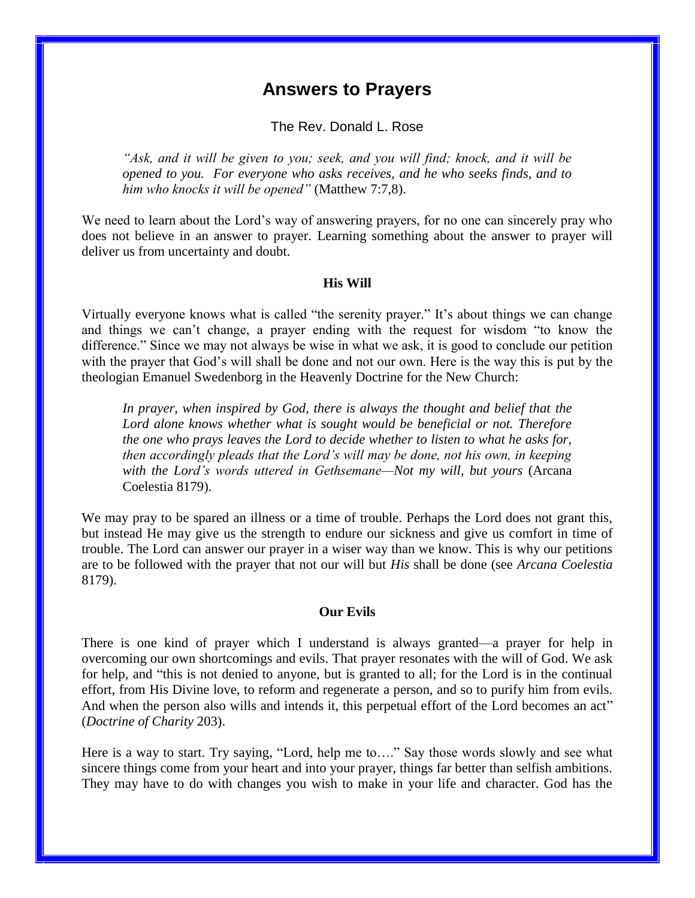# Answers to Prayers

The Rev. Donald L. Rose

> *"Ask, and it will be given to you; seek, and you will find; knock, and it will be opened to you. For everyone who asks receives, and he who seeks finds, and to him who knocks it will be opened"* (Matthew 7:7,8).

We need to learn about the Lord's way of answering prayers, for no one can sincerely pray who does not believe in an answer to prayer. Learning something about the answer to prayer will deliver us from uncertainty and doubt.

**His Will**

Virtually everyone knows what is called "the serenity prayer." It's about things we can change and things we can't change, a prayer ending with the request for wisdom "to know the difference." Since we may not always be wise in what we ask, it is good to conclude our petition with the prayer that God's will shall be done and not our own. Here is the way this is put by the theologian Emanuel Swedenborg in the Heavenly Doctrine for the New Church:

> *In prayer, when inspired by God, there is always the thought and belief that the Lord alone knows whether what is sought would be beneficial or not. Therefore the one who prays leaves the Lord to decide whether to listen to what he asks for, then accordingly pleads that the Lord's will may be done, not his own, in keeping with the Lord's words uttered in Gethsemane—Not my will, but yours* (Arcana Coelestia 8179).

We may pray to be spared an illness or a time of trouble. Perhaps the Lord does not grant this, but instead He may give us the strength to endure our sickness and give us comfort in time of trouble. The Lord can answer our prayer in a wiser way than we know. This is why our petitions are to be followed with the prayer that not our will but *His* shall be done (see *Arcana Coelestia* 8179).

**Our Evils**

There is one kind of prayer which I understand is always granted—a prayer for help in overcoming our own shortcomings and evils. That prayer resonates with the will of God. We ask for help, and "this is not denied to anyone, but is granted to all; for the Lord is in the continual effort, from His Divine love, to reform and regenerate a person, and so to purify him from evils. And when the person also wills and intends it, this perpetual effort of the Lord becomes an act" (*Doctrine of Charity* 203).

Here is a way to start. Try saying, "Lord, help me to…." Say those words slowly and see what sincere things come from your heart and into your prayer, things far better than selfish ambitions. They may have to do with changes you wish to make in your life and character. God has the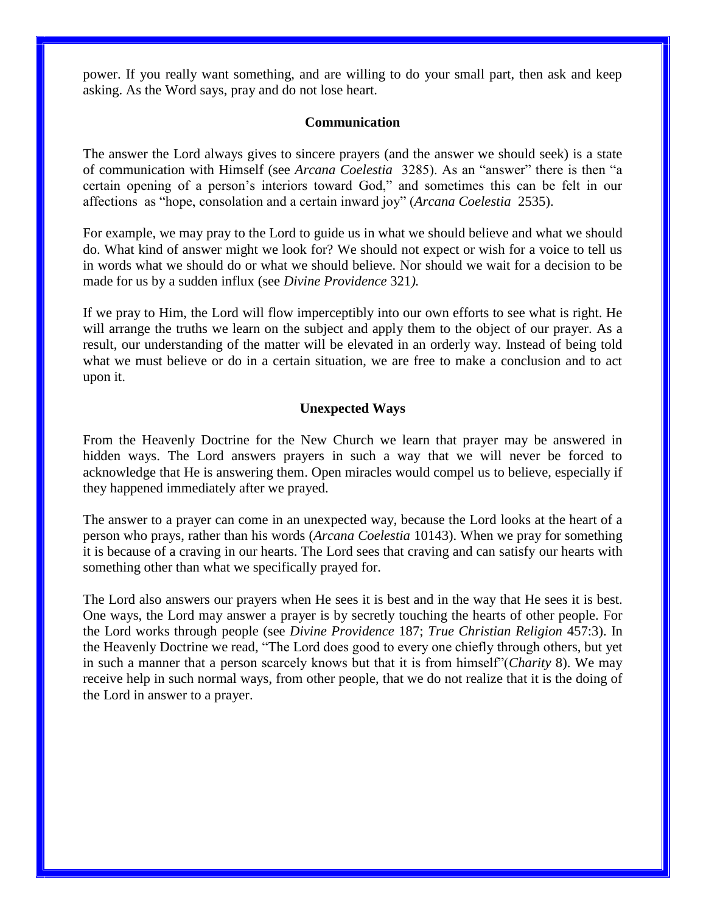power. If you really want something, and are willing to do your small part, then ask and keep asking. As the Word says, pray and do not lose heart.

## Communication

The answer the Lord always gives to sincere prayers (and the answer we should seek) is a state of communication with Himself (see *Arcana Coelestia* 3285). As an "answer" there is then "a certain opening of a person's interiors toward God," and sometimes this can be felt in our affections as "hope, consolation and a certain inward joy" (*Arcana Coelestia* 2535).

For example, we may pray to the Lord to guide us in what we should believe and what we should do. What kind of answer might we look for? We should not expect or wish for a voice to tell us in words what we should do or what we should believe. Nor should we wait for a decision to be made for us by a sudden influx (see *Divine Providence* 321*).*

If we pray to Him, the Lord will flow imperceptibly into our own efforts to see what is right. He will arrange the truths we learn on the subject and apply them to the object of our prayer. As a result, our understanding of the matter will be elevated in an orderly way. Instead of being told what we must believe or do in a certain situation, we are free to make a conclusion and to act upon it.

## Unexpected Ways

From the Heavenly Doctrine for the New Church we learn that prayer may be answered in hidden ways. The Lord answers prayers in such a way that we will never be forced to acknowledge that He is answering them. Open miracles would compel us to believe, especially if they happened immediately after we prayed.

The answer to a prayer can come in an unexpected way, because the Lord looks at the heart of a person who prays, rather than his words (*Arcana Coelestia* 10143). When we pray for something it is because of a craving in our hearts. The Lord sees that craving and can satisfy our hearts with something other than what we specifically prayed for.

The Lord also answers our prayers when He sees it is best and in the way that He sees it is best. One ways, the Lord may answer a prayer is by secretly touching the hearts of other people. For the Lord works through people (see *Divine Providence* 187; *True Christian Religion* 457:3). In the Heavenly Doctrine we read, "The Lord does good to every one chiefly through others, but yet in such a manner that a person scarcely knows but that it is from himself"(*Charity* 8). We may receive help in such normal ways, from other people, that we do not realize that it is the doing of the Lord in answer to a prayer.